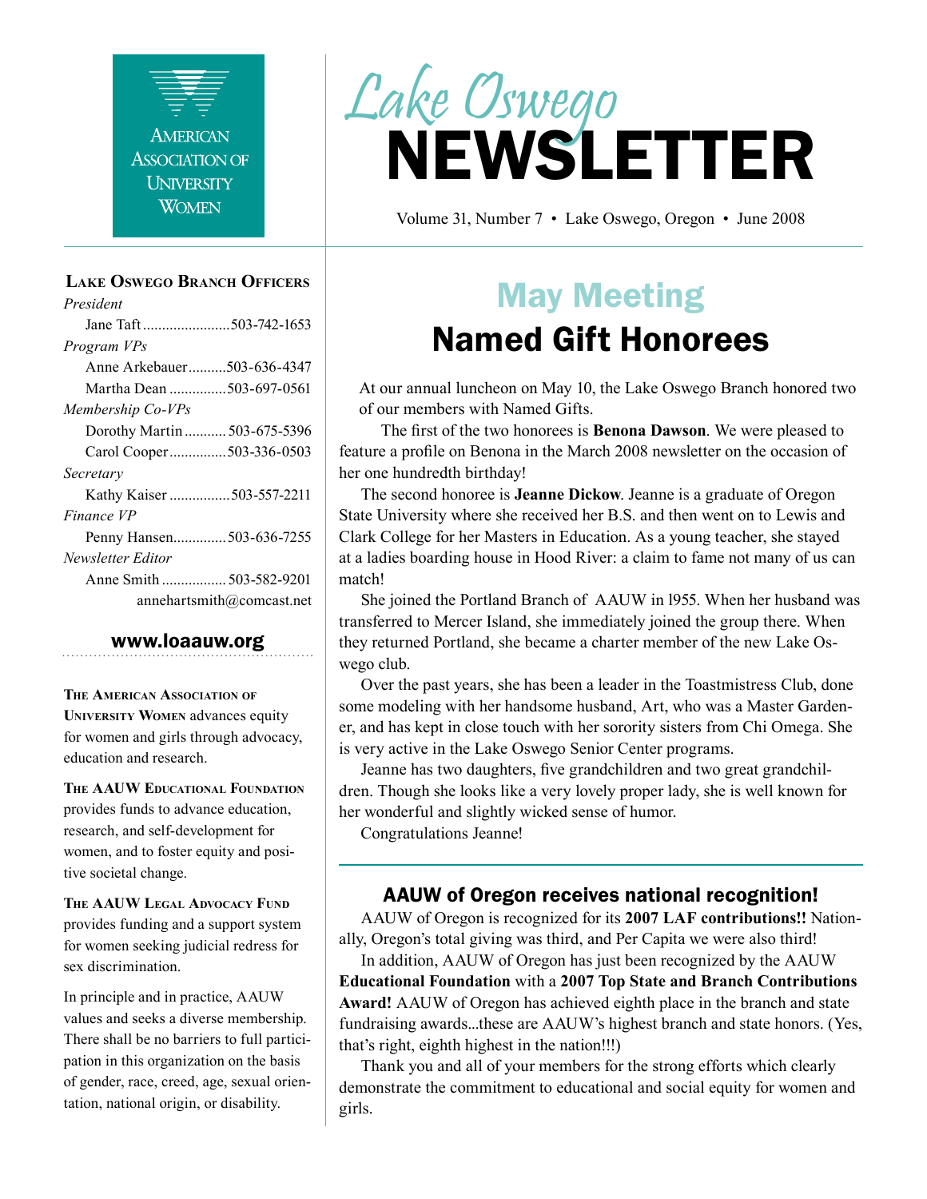AMERICAN ASSOCIATION OF UNIVERSITY WOMEN

# Lake Oswego NEWSLETTER

Volume 31, Number 7 • Lake Oswego, Oregon • June 2008

## Lake Oswego Branch Officers

*President*
Jane Taft .......................503-742-1653

*Program VPs*
Anne Arkebauer..........503-636-4347
Martha Dean ...............503-697-0561

*Membership Co-VPs*
Dorothy Martin ........... 503-675-5396
Carol Cooper...............503-336-0503

*Secretary*
Kathy Kaiser ................503-557-2211

*Finance VP*
Penny Hansen.............503-636-7255

*Newsletter Editor*
Anne Smith ................. 503-582-9201
annehartsmith@comcast.net

**www.loaauw.org**

**The American Association of University Women** advances equity for women and girls through advocacy, education and research.

**The AAUW Educational Foundation** provides funds to advance education, research, and self-development for women, and to foster equity and positive societal change.

**The AAUW Legal Advocacy Fund** provides funding and a support system for women seeking judicial redress for sex discrimination.

In principle and in practice, AAUW values and seeks a diverse membership. There shall be no barriers to full participation in this organization on the basis of gender, race, creed, age, sexual orientation, national origin, or disability.

## May Meeting
# Named Gift Honorees

At our annual luncheon on May 10, the Lake Oswego Branch honored two of our members with Named Gifts.

The first of the two honorees is **Benona Dawson**. We were pleased to feature a profile on Benona in the March 2008 newsletter on the occasion of her one hundredth birthday!

The second honoree is **Jeanne Dickow**. Jeanne is a graduate of Oregon State University where she received her B.S. and then went on to Lewis and Clark College for her Masters in Education. As a young teacher, she stayed at a ladies boarding house in Hood River: a claim to fame not many of us can match!

She joined the Portland Branch of AAUW in l955. When her husband was transferred to Mercer Island, she immediately joined the group there. When they returned Portland, she became a charter member of the new Lake Oswego club.

Over the past years, she has been a leader in the Toastmistress Club, done some modeling with her handsome husband, Art, who was a Master Gardener, and has kept in close touch with her sorority sisters from Chi Omega. She is very active in the Lake Oswego Senior Center programs.

Jeanne has two daughters, five grandchildren and two great grandchildren. Though she looks like a very lovely proper lady, she is well known for her wonderful and slightly wicked sense of humor.

Congratulations Jeanne!

### AAUW of Oregon receives national recognition!

AAUW of Oregon is recognized for its **2007 LAF contributions!!** Nationally, Oregon's total giving was third, and Per Capita we were also third!

In addition, AAUW of Oregon has just been recognized by the AAUW **Educational Foundation** with a **2007 Top State and Branch Contributions Award!** AAUW of Oregon has achieved eighth place in the branch and state fundraising awards...these are AAUW's highest branch and state honors. (Yes, that's right, eighth highest in the nation!!!)

Thank you and all of your members for the strong efforts which clearly demonstrate the commitment to educational and social equity for women and girls.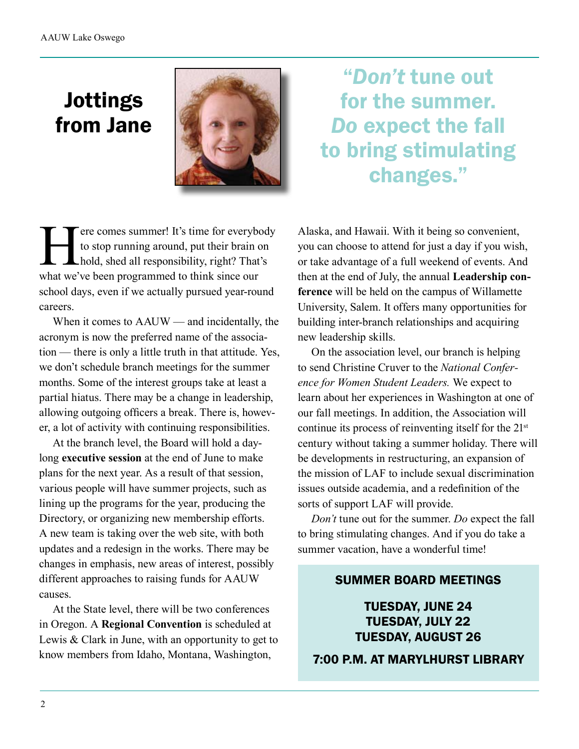# Jottings from Jane

> "*Don't* tune out for the summer. *Do* expect the fall to bring stimulating changes."

Here comes summer! It's time for everybody to stop running around, put their brain on hold, shed all responsibility, right? That's what we've been programmed to think since our school days, even if we actually pursued year-round careers.

When it comes to AAUW — and incidentally, the acronym is now the preferred name of the association — there is only a little truth in that attitude. Yes, we don't schedule branch meetings for the summer months. Some of the interest groups take at least a partial hiatus. There may be a change in leadership, allowing outgoing officers a break. There is, however, a lot of activity with continuing responsibilities.

At the branch level, the Board will hold a day-long **executive session** at the end of June to make plans for the next year. As a result of that session, various people will have summer projects, such as lining up the programs for the year, producing the Directory, or organizing new membership efforts. A new team is taking over the web site, with both updates and a redesign in the works. There may be changes in emphasis, new areas of interest, possibly different approaches to raising funds for AAUW causes.

At the State level, there will be two conferences in Oregon. A **Regional Convention** is scheduled at Lewis & Clark in June, with an opportunity to get to know members from Idaho, Montana, Washington, Alaska, and Hawaii. With it being so convenient, you can choose to attend for just a day if you wish, or take advantage of a full weekend of events. And then at the end of July, the annual **Leadership conference** will be held on the campus of Willamette University, Salem. It offers many opportunities for building inter-branch relationships and acquiring new leadership skills.

On the association level, our branch is helping to send Christine Cruver to the *National Conference for Women Student Leaders.* We expect to learn about her experiences in Washington at one of our fall meetings. In addition, the Association will continue its process of reinventing itself for the 21st century without taking a summer holiday. There will be developments in restructuring, an expansion of the mission of LAF to include sexual discrimination issues outside academia, and a redefinition of the sorts of support LAF will provide.

*Don't* tune out for the summer. *Do* expect the fall to bring stimulating changes. And if you do take a summer vacation, have a wonderful time!

**SUMMER BOARD MEETINGS**

**TUESDAY, JUNE 24**
**TUESDAY, JULY 22**
**TUESDAY, AUGUST 26**

**7:00 P.M. AT MARYLHURST LIBRARY**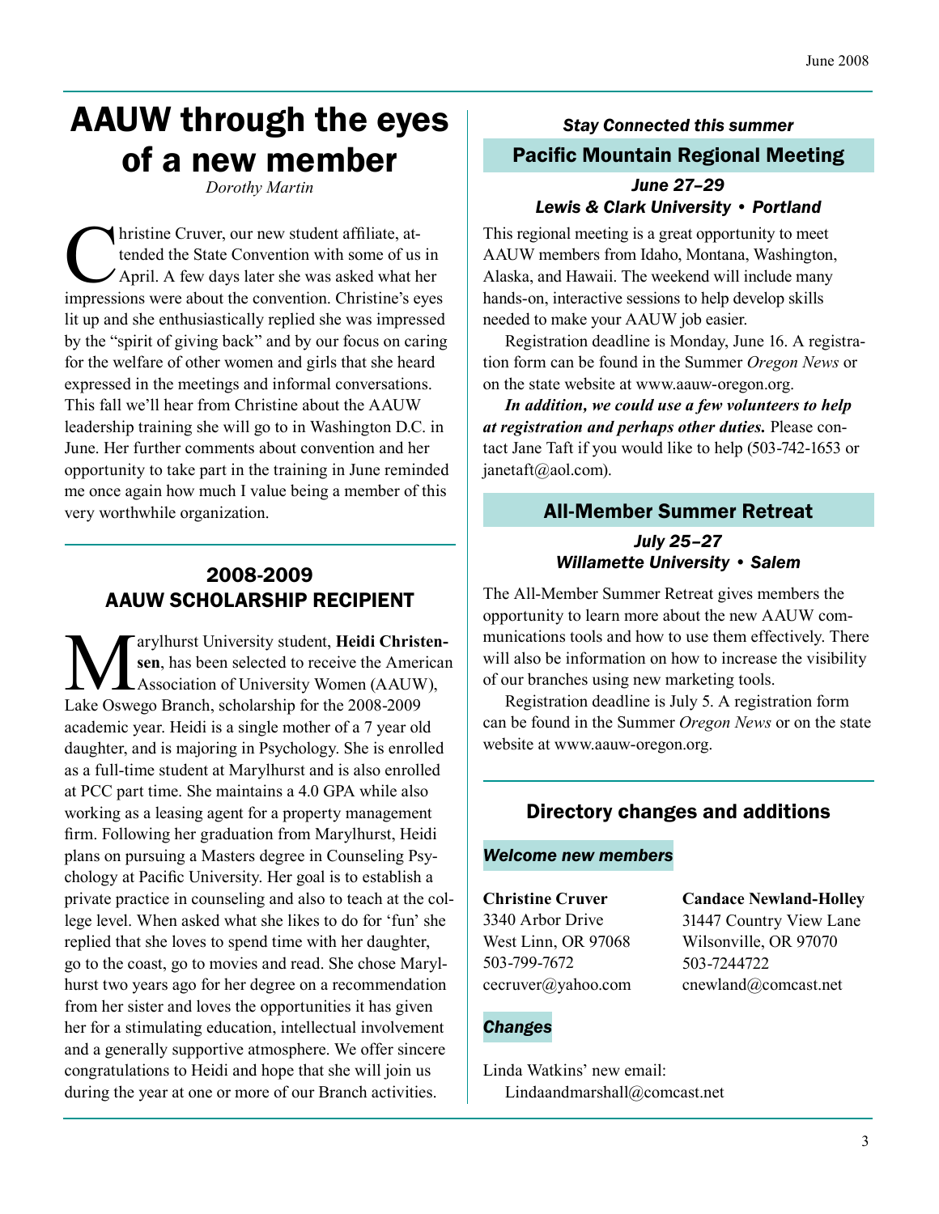# AAUW through the eyes of a new member

*Dorothy Martin*

Christine Cruver, our new student affiliate, attended the State Convention with some of us in April. A few days later she was asked what her impressions were about the convention. Christine's eyes lit up and she enthusiastically replied she was impressed by the "spirit of giving back" and by our focus on caring for the welfare of other women and girls that she heard expressed in the meetings and informal conversations. This fall we'll hear from Christine about the AAUW leadership training she will go to in Washington D.C. in June. Her further comments about convention and her opportunity to take part in the training in June reminded me once again how much I value being a member of this very worthwhile organization.

## 2008-2009 AAUW SCHOLARSHIP RECIPIENT

Marylhurst University student, **Heidi Christensen**, has been selected to receive the American Association of University Women (AAUW), Lake Oswego Branch, scholarship for the 2008-2009 academic year. Heidi is a single mother of a 7 year old daughter, and is majoring in Psychology. She is enrolled as a full-time student at Marylhurst and is also enrolled at PCC part time. She maintains a 4.0 GPA while also working as a leasing agent for a property management firm. Following her graduation from Marylhurst, Heidi plans on pursuing a Masters degree in Counseling Psychology at Pacific University. Her goal is to establish a private practice in counseling and also to teach at the college level. When asked what she likes to do for 'fun' she replied that she loves to spend time with her daughter, go to the coast, go to movies and read. She chose Marylhurst two years ago for her degree on a recommendation from her sister and loves the opportunities it has given her for a stimulating education, intellectual involvement and a generally supportive atmosphere. We offer sincere congratulations to Heidi and hope that she will join us during the year at one or more of our Branch activities.

*Stay Connected this summer*

## Pacific Mountain Regional Meeting

***June 27–29***
***Lewis & Clark University • Portland***

This regional meeting is a great opportunity to meet AAUW members from Idaho, Montana, Washington, Alaska, and Hawaii. The weekend will include many hands-on, interactive sessions to help develop skills needed to make your AAUW job easier.

Registration deadline is Monday, June 16. A registration form can be found in the Summer *Oregon News* or on the state website at www.aauw-oregon.org.

***In addition, we could use a few volunteers to help at registration and perhaps other duties.*** Please contact Jane Taft if you would like to help (503-742-1653 or janetaft@aol.com).

## All-Member Summer Retreat

***July 25–27***
***Willamette University • Salem***

The All-Member Summer Retreat gives members the opportunity to learn more about the new AAUW communications tools and how to use them effectively. There will also be information on how to increase the visibility of our branches using new marketing tools.

Registration deadline is July 5. A registration form can be found in the Summer *Oregon News* or on the state website at www.aauw-oregon.org.

## Directory changes and additions

### *Welcome new members*

**Christine Cruver**
3340 Arbor Drive
West Linn, OR 97068
503-799-7672
cecruver@yahoo.com

**Candace Newland-Holley**
31447 Country View Lane
Wilsonville, OR 97070
503-7244722
cnewland@comcast.net

### *Changes*

Linda Watkins' new email:
Lindaandmarshall@comcast.net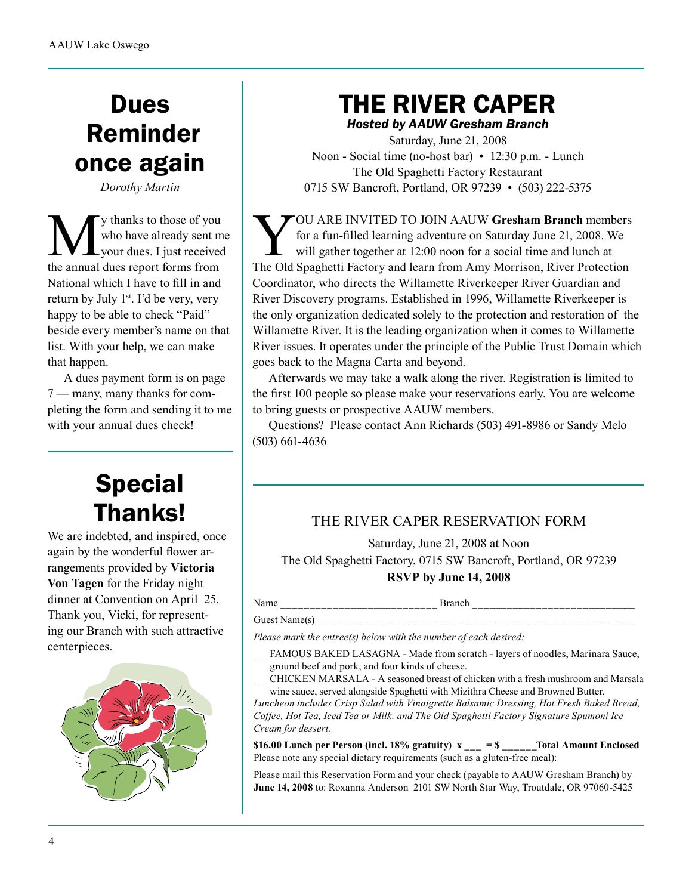# Dues Reminder once again

*Dorothy Martin*

My thanks to those of you who have already sent me your dues. I just received the annual dues report forms from National which I have to fill in and return by July 1st. I'd be very, very happy to be able to check "Paid" beside every member's name on that list. With your help, we can make that happen.

A dues payment form is on page 7 — many, many thanks for completing the form and sending it to me with your annual dues check!

# Special Thanks!

We are indebted, and inspired, once again by the wonderful flower arrangements provided by **Victoria Von Tagen** for the Friday night dinner at Convention on April 25. Thank you, Vicki, for representing our Branch with such attractive centerpieces.

# THE RIVER CAPER

***Hosted by AAUW Gresham Branch***

Saturday, June 21, 2008
Noon - Social time (no-host bar) • 12:30 p.m. - Lunch
The Old Spaghetti Factory Restaurant
0715 SW Bancroft, Portland, OR 97239 • (503) 222-5375

YOU ARE INVITED TO JOIN AAUW **Gresham Branch** members for a fun-filled learning adventure on Saturday June 21, 2008. We will gather together at 12:00 noon for a social time and lunch at The Old Spaghetti Factory and learn from Amy Morrison, River Protection Coordinator, who directs the Willamette Riverkeeper River Guardian and River Discovery programs. Established in 1996, Willamette Riverkeeper is the only organization dedicated solely to the protection and restoration of the Willamette River. It is the leading organization when it comes to Willamette River issues. It operates under the principle of the Public Trust Domain which goes back to the Magna Carta and beyond.

Afterwards we may take a walk along the river. Registration is limited to the first 100 people so please make your reservations early. You are welcome to bring guests or prospective AAUW members.

Questions? Please contact Ann Richards (503) 491-8986 or Sandy Melo (503) 661-4636

## THE RIVER CAPER RESERVATION FORM

Saturday, June 21, 2008 at Noon
The Old Spaghetti Factory, 0715 SW Bancroft, Portland, OR 97239
**RSVP by June 14, 2008**

Name ___________________________ Branch ___________________________

Guest Name(s) ___________________________________________________

*Please mark the entree(s) below with the number of each desired:*

__ FAMOUS BAKED LASAGNA - Made from scratch - layers of noodles, Marinara Sauce, ground beef and pork, and four kinds of cheese.

__ CHICKEN MARSALA - A seasoned breast of chicken with a fresh mushroom and Marsala wine sauce, served alongside Spaghetti with Mizithra Cheese and Browned Butter.

*Luncheon includes Crisp Salad with Vinaigrette Balsamic Dressing, Hot Fresh Baked Bread, Coffee, Hot Tea, Iced Tea or Milk, and The Old Spaghetti Factory Signature Spumoni Ice Cream for dessert.*

**$16.00 Lunch per Person (incl. 18% gratuity) x ___ = $ ______Total Amount Enclosed**

Please note any special dietary requirements (such as a gluten-free meal):

Please mail this Reservation Form and your check (payable to AAUW Gresham Branch) by **June 14, 2008** to: Roxanna Anderson 2101 SW North Star Way, Troutdale, OR 97060-5425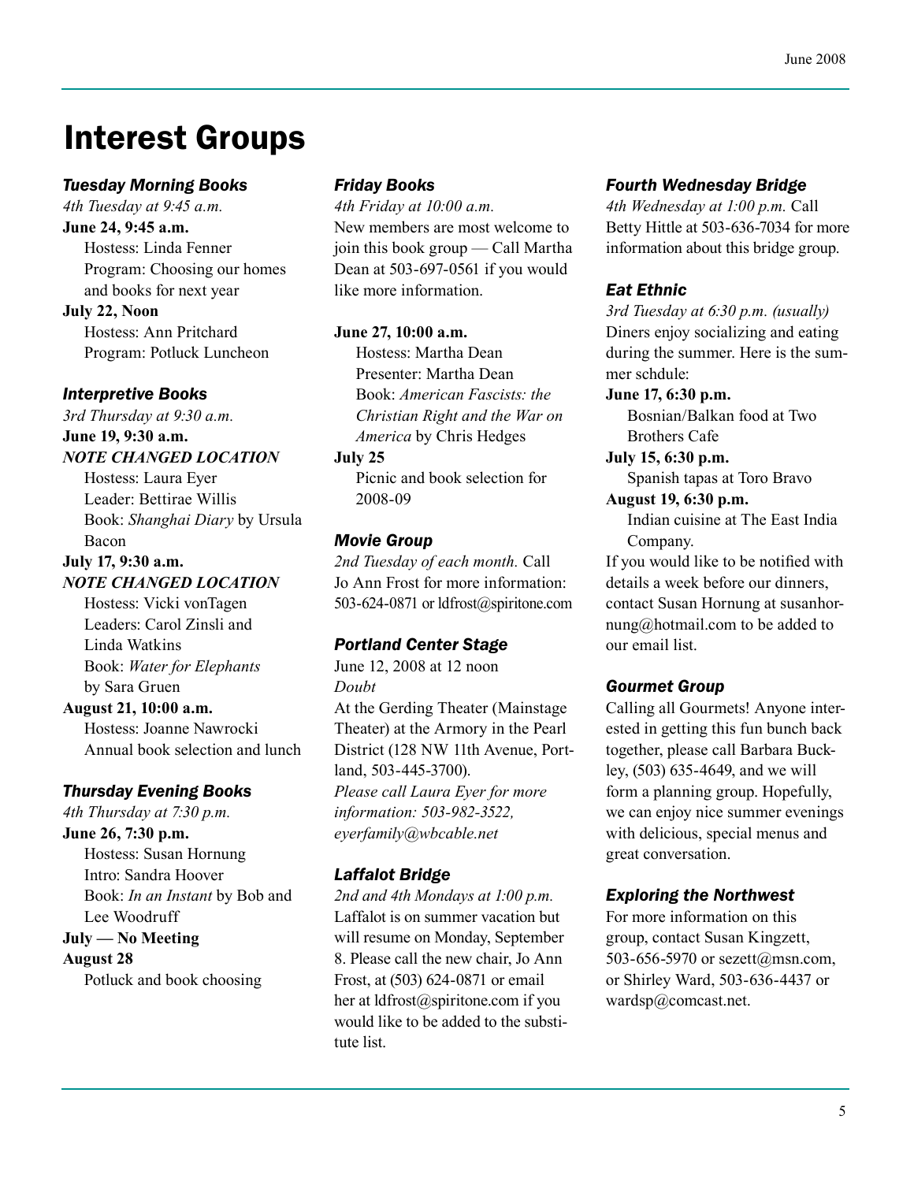# Interest Groups

### *Tuesday Morning Books*

*4th Tuesday at 9:45 a.m.*

**June 24, 9:45 a.m.**

Hostess: Linda Fenner
Program: Choosing our homes and books for next year

**July 22, Noon**

Hostess: Ann Pritchard
Program: Potluck Luncheon

### *Interpretive Books*

*3rd Thursday at 9:30 a.m.*

**June 19, 9:30 a.m.**

***NOTE CHANGED LOCATION***

Hostess: Laura Eyer
Leader: Bettirae Willis
Book: *Shanghai Diary* by Ursula Bacon

**July 17, 9:30 a.m.**

***NOTE CHANGED LOCATION***

Hostess: Vicki vonTagen
Leaders: Carol Zinsli and Linda Watkins
Book: *Water for Elephants* by Sara Gruen

**August 21, 10:00 a.m.**

Hostess: Joanne Nawrocki
Annual book selection and lunch

### *Thursday Evening Books*

*4th Thursday at 7:30 p.m.*

**June 26, 7:30 p.m.**

Hostess: Susan Hornung
Intro: Sandra Hoover
Book: *In an Instant* by Bob and Lee Woodruff

**July — No Meeting**

**August 28**

Potluck and book choosing

### *Friday Books*

*4th Friday at 10:00 a.m.*

New members are most welcome to join this book group — Call Martha Dean at 503-697-0561 if you would like more information.

**June 27, 10:00 a.m.**

Hostess: Martha Dean
Presenter: Martha Dean
Book: *American Fascists: the Christian Right and the War on America* by Chris Hedges

**July 25**

Picnic and book selection for 2008-09

### *Movie Group*

*2nd Tuesday of each month.* Call Jo Ann Frost for more information: 503-624-0871 or ldfrost@spiritone.com

### *Portland Center Stage*

June 12, 2008 at 12 noon

*Doubt*

At the Gerding Theater (Mainstage Theater) at the Armory in the Pearl District (128 NW 11th Avenue, Portland, 503-445-3700).

*Please call Laura Eyer for more information: 503-982-3522, eyerfamily@wbcable.net*

### *Laffalot Bridge*

*2nd and 4th Mondays at 1:00 p.m.*

Laffalot is on summer vacation but will resume on Monday, September 8. Please call the new chair, Jo Ann Frost, at (503) 624-0871 or email her at ldfrost@spiritone.com if you would like to be added to the substitute list.

### *Fourth Wednesday Bridge*

*4th Wednesday at 1:00 p.m.* Call Betty Hittle at 503-636-7034 for more information about this bridge group.

### *Eat Ethnic*

*3rd Tuesday at 6:30 p.m. (usually)*

Diners enjoy socializing and eating during the summer. Here is the summer schdule:

**June 17, 6:30 p.m.**

Bosnian/Balkan food at Two Brothers Cafe

**July 15, 6:30 p.m.**

Spanish tapas at Toro Bravo

**August 19, 6:30 p.m.**

Indian cuisine at The East India Company.

If you would like to be notified with details a week before our dinners, contact Susan Hornung at susanhornung@hotmail.com to be added to our email list.

### *Gourmet Group*

Calling all Gourmets! Anyone interested in getting this fun bunch back together, please call Barbara Buckley, (503) 635-4649, and we will form a planning group. Hopefully, we can enjoy nice summer evenings with delicious, special menus and great conversation.

### *Exploring the Northwest*

For more information on this group, contact Susan Kingzett, 503-656-5970 or sezett@msn.com, or Shirley Ward, 503-636-4437 or wardsp@comcast.net.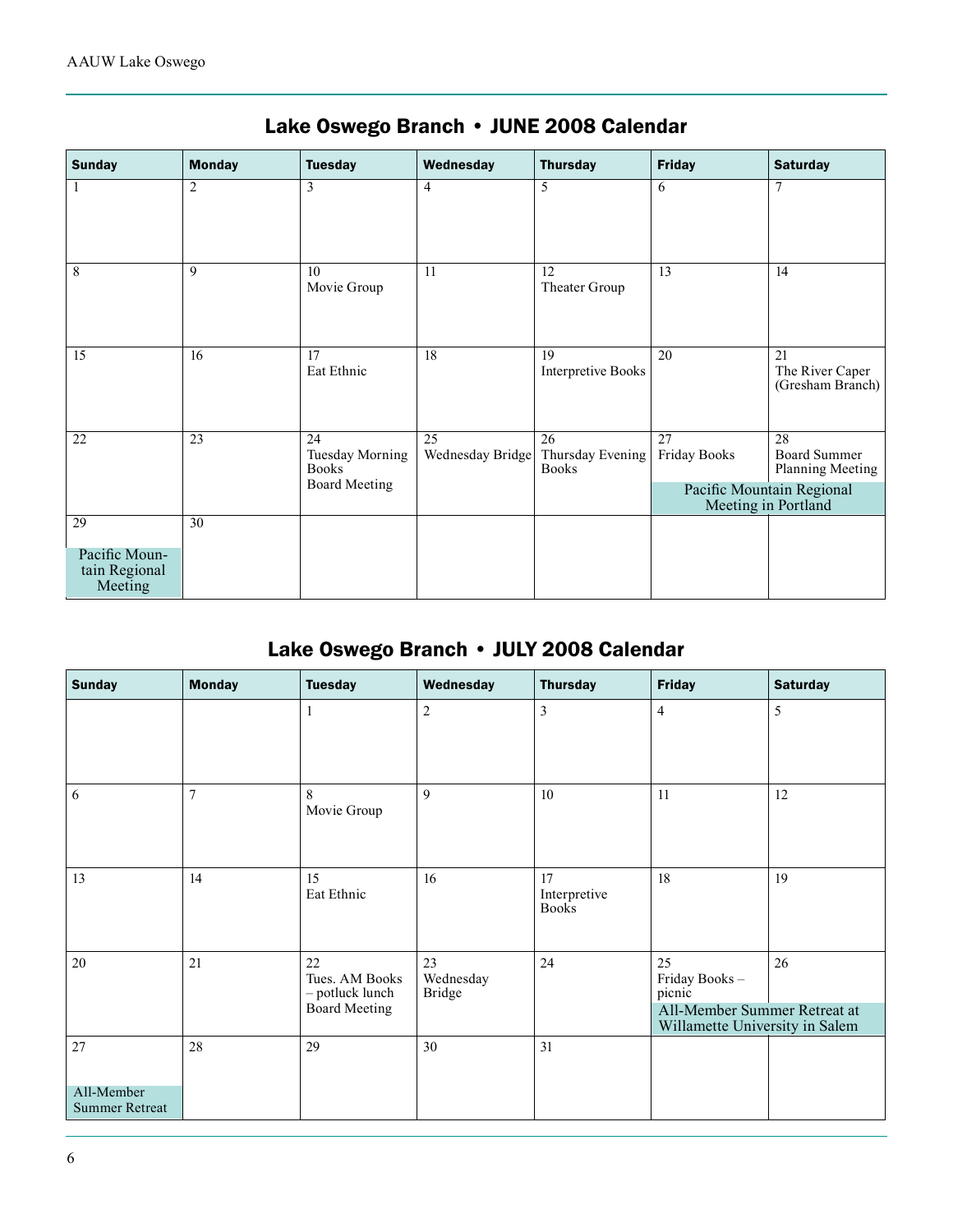## Lake Oswego Branch • JUNE 2008 Calendar

| Sunday | Monday | Tuesday | Wednesday | Thursday | Friday | Saturday |
|---|---|---|---|---|---|---|
| 1 | 2 | 3 | 4 | 5 | 6 | 7 |
| 8 | 9 | 10 Movie Group | 11 | 12 Theater Group | 13 | 14 |
| 15 | 16 | 17 Eat Ethnic | 18 | 19 Interpretive Books | 20 | 21 The River Caper (Gresham Branch) |
| 22 | 23 | 24 Tuesday Morning Books; Board Meeting | 25 Wednesday Bridge | 26 Thursday Evening Books | 27 Friday Books; Pacific Mountain Regional Meeting in Portland | 28 Board Summer Planning Meeting; Pacific Mountain Regional Meeting in Portland |
| 29 Pacific Mountain Regional Meeting | 30 | | | | | |

## Lake Oswego Branch • JULY 2008 Calendar

| Sunday | Monday | Tuesday | Wednesday | Thursday | Friday | Saturday |
|---|---|---|---|---|---|---|
| | | 1 | 2 | 3 | 4 | 5 |
| 6 | 7 | 8 Movie Group | 9 | 10 | 11 | 12 |
| 13 | 14 | 15 Eat Ethnic | 16 | 17 Interpretive Books | 18 | 19 |
| 20 | 21 | 22 Tues. AM Books – potluck lunch; Board Meeting | 23 Wednesday Bridge | 24 | 25 Friday Books – picnic; All-Member Summer Retreat at Willamette University in Salem | 26 All-Member Summer Retreat at Willamette University in Salem |
| 27 All-Member Summer Retreat | 28 | 29 | 30 | 31 | | |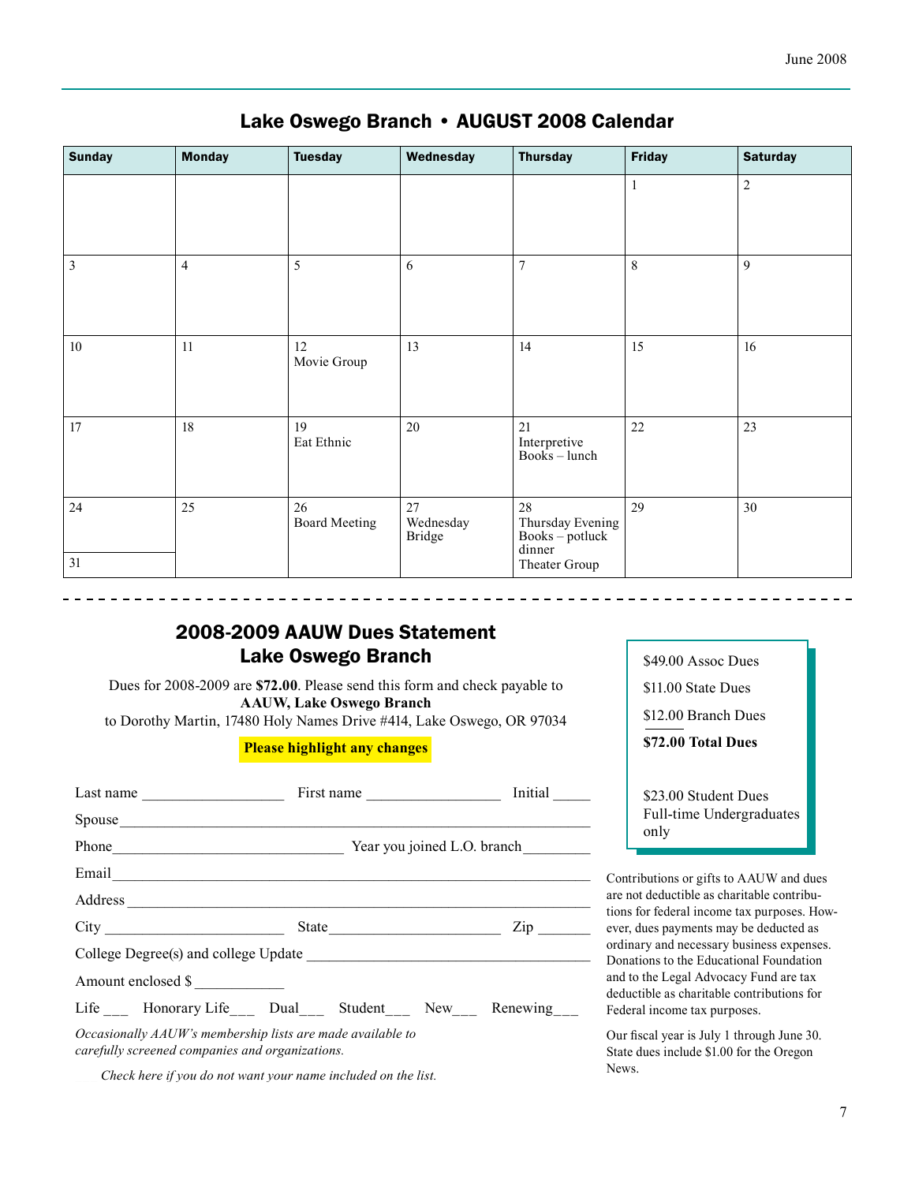## Lake Oswego Branch • AUGUST 2008 Calendar

| Sunday | Monday | Tuesday | Wednesday | Thursday | Friday | Saturday |
|---|---|---|---|---|---|---|
| | | | | | 1 | 2 |
| 3 | 4 | 5 | 6 | 7 | 8 | 9 |
| 10 | 11 | 12 Movie Group | 13 | 14 | 15 | 16 |
| 17 | 18 | 19 Eat Ethnic | 20 | 21 Interpretive Books – lunch | 22 | 23 |
| 24 / 31 | 25 | 26 Board Meeting | 27 Wednesday Bridge | 28 Thursday Evening Books – potluck dinner; Theater Group | 29 | 30 |

## 2008-2009 AAUW Dues Statement
## Lake Oswego Branch

Dues for 2008-2009 are **$72.00**. Please send this form and check payable to **AAUW, Lake Oswego Branch** to Dorothy Martin, 17480 Holy Names Drive #414, Lake Oswego, OR 97034

**Please highlight any changes**

Last name ___________________ First name __________________ Initial _____

Spouse ______________________________________________________________

Phone_______________________________ Year you joined L.O. branch_________

Email _______________________________________________________________

Address ______________________________________________________________

City ________________________ State_______________________ Zip _______

College Degree(s) and college Update _____________________________________

Amount enclosed $ ____________

Life ___ Honorary Life___ Dual___ Student___ New___ Renewing___

*Occasionally AAUW's membership lists are made available to carefully screened companies and organizations.*

*Check here if you do not want your name included on the list.*

$49.00 Assoc Dues
$11.00 State Dues
$12.00 Branch Dues
**$72.00 Total Dues**

$23.00 Student Dues Full-time Undergraduates only

Contributions or gifts to AAUW and dues are not deductible as charitable contributions for federal income tax purposes. However, dues payments may be deducted as ordinary and necessary business expenses. Donations to the Educational Foundation and to the Legal Advocacy Fund are tax deductible as charitable contributions for Federal income tax purposes.

Our fiscal year is July 1 through June 30. State dues include $1.00 for the Oregon News.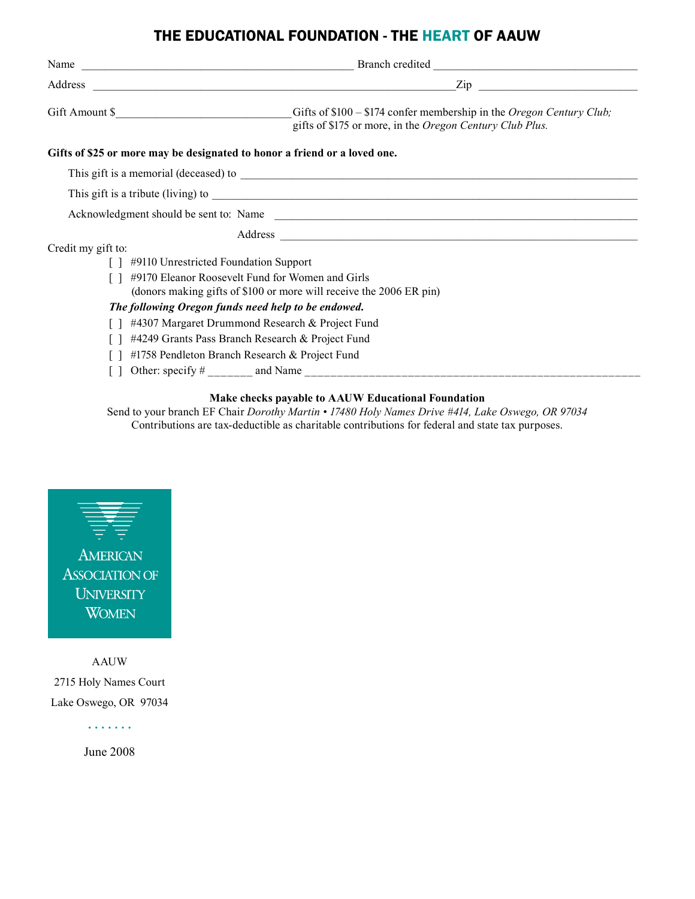# THE EDUCATIONAL FOUNDATION - THE HEART OF AAUW

Name _______________________________________________ Branch credited ___________________________________

Address _______________________________________________________________Zip ___________________________

Gift Amount $______________________________Gifts of $100 – $174 confer membership in the *Oregon Century Club;* gifts of $175 or more, in the *Oregon Century Club Plus.*

**Gifts of $25 or more may be designated to honor a friend or a loved one.**

This gift is a memorial (deceased) to _____________________________________________________________________

This gift is a tribute (living) to _________________________________________________________________________

Acknowledgment should be sent to: Name ___________________________________________________________

Address ___________________________________________________________

Credit my gift to:

- [ ] #9110 Unrestricted Foundation Support
- [ ] #9170 Eleanor Roosevelt Fund for Women and Girls (donors making gifts of $100 or more will receive the 2006 ER pin)

***The following Oregon funds need help to be endowed.***

- [ ] #4307 Margaret Drummond Research & Project Fund
- [ ] #4249 Grants Pass Branch Research & Project Fund
- [ ] #1758 Pendleton Branch Research & Project Fund
- [ ] Other: specify # _______ and Name ______________________________________________________

**Make checks payable to AAUW Educational Foundation**

Send to your branch EF Chair *Dorothy Martin • 17480 Holy Names Drive #414, Lake Oswego, OR 97034*

Contributions are tax-deductible as charitable contributions for federal and state tax purposes.

AMERICAN ASSOCIATION OF UNIVERSITY WOMEN

AAUW
2715 Holy Names Court
Lake Oswego, OR 97034

June 2008